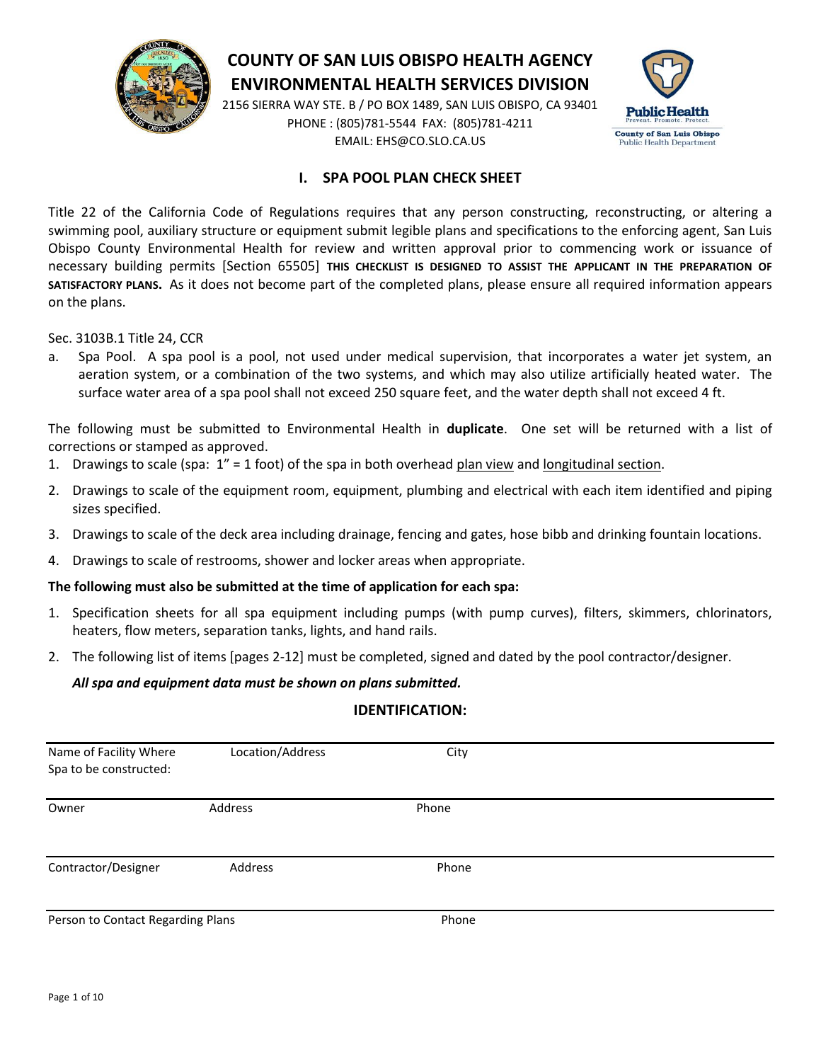# COUNTY OF SAN LUIS OBISPO HEALTH AGENCY
# ENVIRONMENTAL HEALTH SERVICES DIVISION

2156 SIERRA WAY STE. B / PO BOX 1489, SAN LUIS OBISPO, CA 93401
PHONE : (805)781-5544 FAX: (805)781-4211
EMAIL: EHS@CO.SLO.CA.US

## I. SPA POOL PLAN CHECK SHEET

Title 22 of the California Code of Regulations requires that any person constructing, reconstructing, or altering a swimming pool, auxiliary structure or equipment submit legible plans and specifications to the enforcing agent, San Luis Obispo County Environmental Health for review and written approval prior to commencing work or issuance of necessary building permits [Section 65505] **THIS CHECKLIST IS DESIGNED TO ASSIST THE APPLICANT IN THE PREPARATION OF SATISFACTORY PLANS.** As it does not become part of the completed plans, please ensure all required information appears on the plans.

Sec. 3103B.1 Title 24, CCR

a. Spa Pool. A spa pool is a pool, not used under medical supervision, that incorporates a water jet system, an aeration system, or a combination of the two systems, and which may also utilize artificially heated water. The surface water area of a spa pool shall not exceed 250 square feet, and the water depth shall not exceed 4 ft.

The following must be submitted to Environmental Health in **duplicate**. One set will be returned with a list of corrections or stamped as approved.

1. Drawings to scale (spa: 1" = 1 foot) of the spa in both overhead plan view and longitudinal section.
2. Drawings to scale of the equipment room, equipment, plumbing and electrical with each item identified and piping sizes specified.
3. Drawings to scale of the deck area including drainage, fencing and gates, hose bibb and drinking fountain locations.
4. Drawings to scale of restrooms, shower and locker areas when appropriate.

**The following must also be submitted at the time of application for each spa:**

1. Specification sheets for all spa equipment including pumps (with pump curves), filters, skimmers, chlorinators, heaters, flow meters, separation tanks, lights, and hand rails.
2. The following list of items [pages 2-12] must be completed, signed and dated by the pool contractor/designer.

***All spa and equipment data must be shown on plans submitted.***

### IDENTIFICATION:

| Name of Facility Where Spa to be constructed: | Location/Address | City |
|---|---|---|
| Owner | Address | Phone |
| Contractor/Designer | Address | Phone |
| Person to Contact Regarding Plans | | Phone |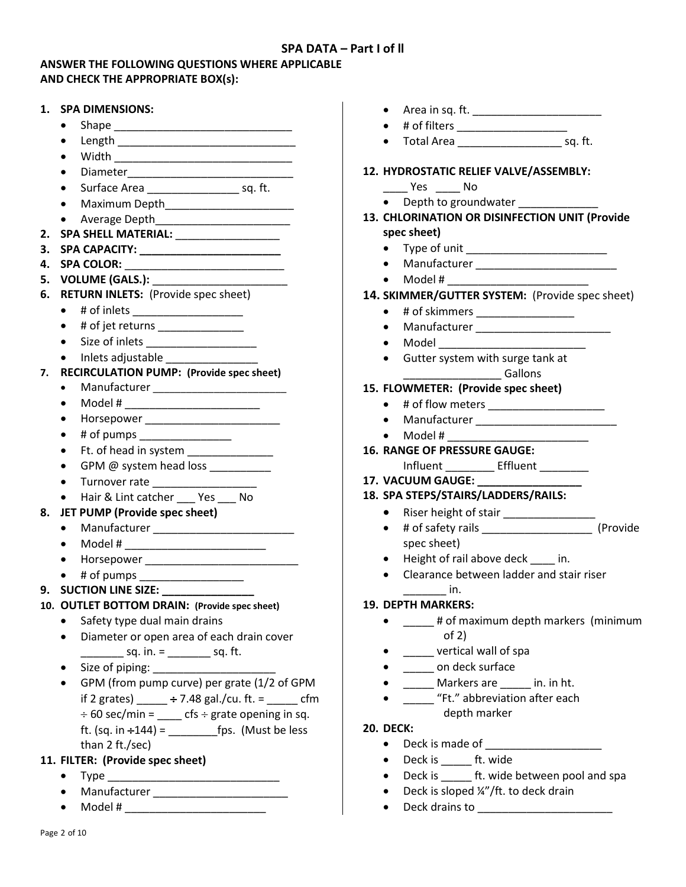## SPA DATA – Part I of ll

**ANSWER THE FOLLOWING QUESTIONS WHERE APPLICABLE AND CHECK THE APPROPRIATE BOX(s):**

1. **SPA DIMENSIONS:**
   - Shape _____________________________
   - Length _____________________________
   - Width _____________________________
   - Diameter___________________________
   - Surface Area _______________ sq. ft.
   - Maximum Depth_____________________
   - Average Depth______________________
2. **SPA SHELL MATERIAL:** _________________
3. **SPA CAPACITY: _______________________**
4. **SPA COLOR:** __________________________
5. **VOLUME (GALS.):** ______________________
6. **RETURN INLETS:** (Provide spec sheet)
   - # of inlets __________________
   - # of jet returns ______________
   - Size of inlets __________________
   - Inlets adjustable _______________
7. **RECIRCULATION PUMP: (Provide spec sheet)**
   - Manufacturer ______________________
   - Model # ______________________
   - Horsepower ______________________
   - # of pumps _______________
   - Ft. of head in system ______________
   - GPM @ system head loss __________
   - Turnover rate _________________
   - Hair & Lint catcher ___ Yes ___ No
8. **JET PUMP (Provide spec sheet)**
   - Manufacturer _______________________
   - Model # _______________________
   - Horsepower _________________________
   - # of pumps _________________
9. **SUCTION LINE SIZE: _______________**
10. **OUTLET BOTTOM DRAIN: (Provide spec sheet)**
    - Safety type dual main drains
    - Diameter or open area of each drain cover _______ sq. in. = _______ sq. ft.
    - Size of piping: ____________________
    - GPM (from pump curve) per grate (1/2 of GPM if 2 grates) _____ ÷ 7.48 gal./cu. ft. = _____ cfm ÷ 60 sec/min = ____ cfs ÷ grate opening in sq. ft. (sq. in ÷144) = ________fps. (Must be less than 2 ft./sec)
11. **FILTER: (Provide spec sheet)**
    - Type _____________________________
    - Manufacturer ______________________
    - Model # _______________________
    - Area in sq. ft. _____________________
    - # of filters __________________
    - Total Area _________________ sq. ft.
12. **HYDROSTATIC RELIEF VALVE/ASSEMBLY:**
    ____ Yes ____ No
    - Depth to groundwater _____________
13. **CHLORINATION OR DISINFECTION UNIT (Provide spec sheet)**
    - Type of unit _______________________
    - Manufacturer _______________________
    - Model # _______________________
14. **SKIMMER/GUTTER SYSTEM:** (Provide spec sheet)
    - # of skimmers ________________
    - Manufacturer ______________________
    - Model _______________________
    - Gutter system with surge tank at ________________ Gallons
15. **FLOWMETER: (Provide spec sheet)**
    - # of flow meters ___________________
    - Manufacturer _______________________
    - Model # _______________________
16. **RANGE OF PRESSURE GAUGE:**
    Influent ________ Effluent ________
17. **VACUUM GAUGE: ________________**
18. **SPA STEPS/STAIRS/LADDERS/RAILS:**
    - Riser height of stair _______________
    - # of safety rails _________________ (Provide spec sheet)
    - Height of rail above deck ____ in.
    - Clearance between ladder and stair riser _______ in.
19. **DEPTH MARKERS:**
    - _____ # of maximum depth markers (minimum of 2)
    - _____ vertical wall of spa
    - _____ on deck surface
    - _____ Markers are _____ in. in ht.
    - _____ "Ft." abbreviation after each depth marker
20. **DECK:**
    - Deck is made of ___________________
    - Deck is _____ ft. wide
    - Deck is _____ ft. wide between pool and spa
    - Deck is sloped ¼"/ft. to deck drain
    - Deck drains to ______________________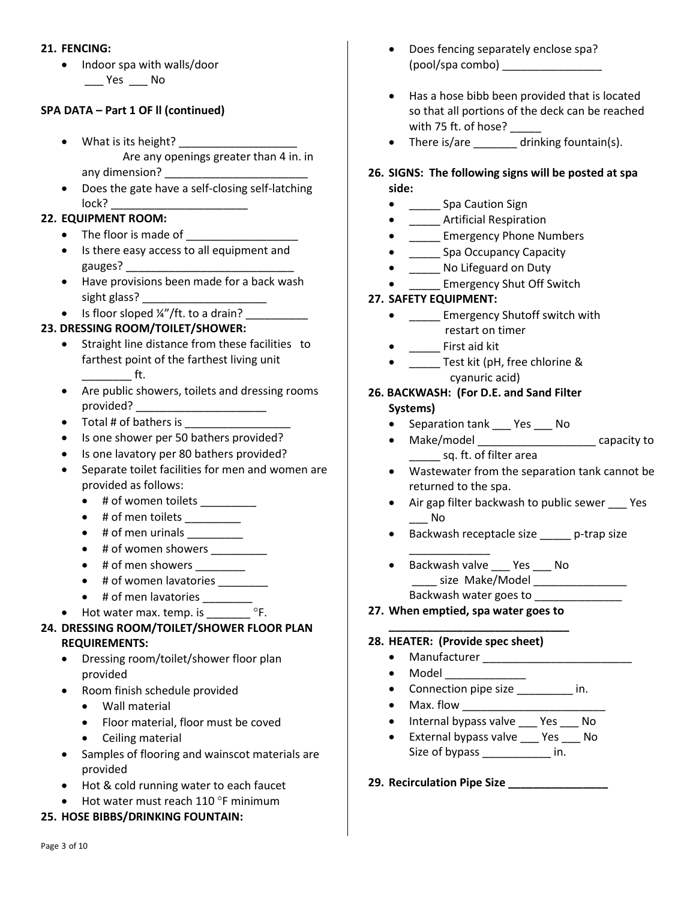**21. FENCING:**

- Indoor spa with walls/door
  ___ Yes ___ No

**SPA DATA – Part 1 OF ll (continued)**

- What is its height? ___________________
  Are any openings greater than 4 in. in any dimension? _______________________
- Does the gate have a self-closing self-latching lock? _____________________

**22. EQUIPMENT ROOM:**

- The floor is made of _________________
- Is there easy access to all equipment and gauges? __________________________
- Have provisions been made for a back wash sight glass? ___________________
- Is floor sloped ¼”/ft. to a drain? __________

**23. DRESSING ROOM/TOILET/SHOWER:**

- Straight line distance from these facilities to farthest point of the farthest living unit ________ ft.
- Are public showers, toilets and dressing rooms provided? ____________________
- Total # of bathers is ________________
- Is one shower per 50 bathers provided?
- Is one lavatory per 80 bathers provided?
- Separate toilet facilities for men and women are provided as follows:
  - # of women toilets _________
  - # of men toilets _________
  - # of men urinals _________
  - # of women showers _________
  - # of men showers ________
  - # of women lavatories ________
  - # of men lavatories ________
- Hot water max. temp. is _______ °F.

**24. DRESSING ROOM/TOILET/SHOWER FLOOR PLAN REQUIREMENTS:**

- Dressing room/toilet/shower floor plan provided
- Room finish schedule provided
  - Wall material
  - Floor material, floor must be coved
  - Ceiling material
- Samples of flooring and wainscot materials are provided
- Hot & cold running water to each faucet
- Hot water must reach 110 °F minimum

**25. HOSE BIBBS/DRINKING FOUNTAIN:**

- Does fencing separately enclose spa? (pool/spa combo) ________________
- Has a hose bibb been provided that is located so that all portions of the deck can be reached with 75 ft. of hose? _____
- There is/are _______ drinking fountain(s).

**26. SIGNS: The following signs will be posted at spa side:**

- _____ Spa Caution Sign
- _____ Artificial Respiration
- _____ Emergency Phone Numbers
- _____ Spa Occupancy Capacity
- _____ No Lifeguard on Duty
- _____ Emergency Shut Off Switch

**27. SAFETY EQUIPMENT:**

- _____ Emergency Shutoff switch with restart on timer
- _____ First aid kit
- _____ Test kit (pH, free chlorine & cyanuric acid)

**26. BACKWASH: (For D.E. and Sand Filter Systems)**

- Separation tank ___ Yes ___ No
- Make/model ___________________ capacity to _____ sq. ft. of filter area
- Wastewater from the separation tank cannot be returned to the spa.
- Air gap filter backwash to public sewer ___ Yes ___ No
- Backwash receptacle size _____ p-trap size _____________
- Backwash valve ___ Yes ___ No
  ____ size Make/Model _______________
  Backwash water goes to ______________

**27. When emptied, spa water goes to ____________________________**

**28. HEATER: (Provide spec sheet)**

- Manufacturer _______________________
- Model _____________
- Connection pipe size _________ in.
- Max. flow _______________________
- Internal bypass valve ___ Yes ___ No
- External bypass valve ___ Yes ___ No
  Size of bypass ___________ in.

**29. Recirculation Pipe Size ________________**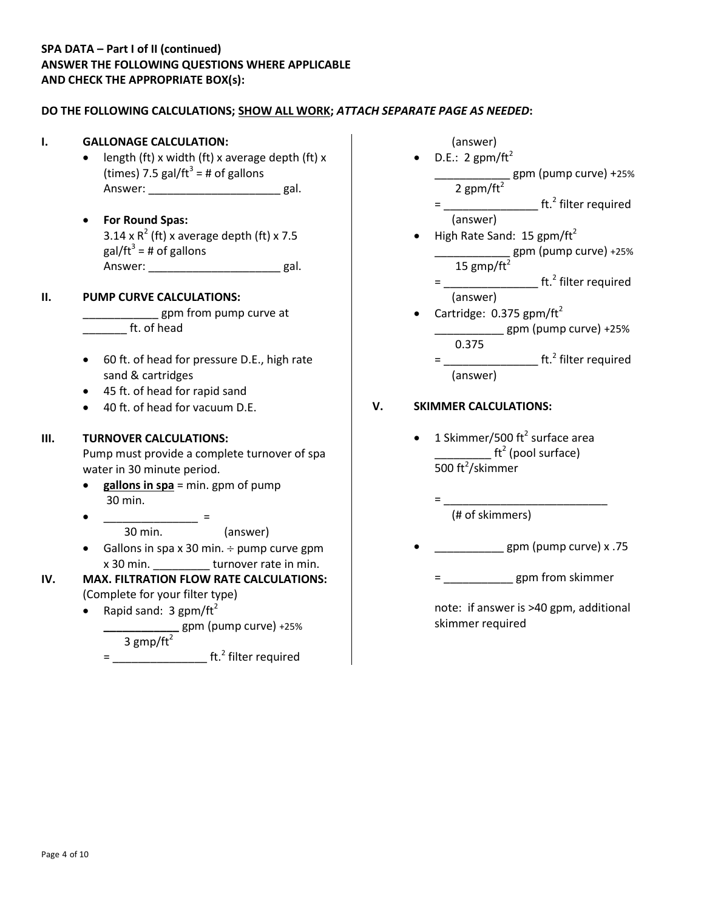**SPA DATA – Part I of II (continued)**
**ANSWER THE FOLLOWING QUESTIONS WHERE APPLICABLE**
**AND CHECK THE APPROPRIATE BOX(s):**

**DO THE FOLLOWING CALCULATIONS; <u>SHOW ALL WORK</u>; *ATTACH SEPARATE PAGE AS NEEDED*:**

## I. GALLONAGE CALCULATION:

- length (ft) x width (ft) x average depth (ft) x (times) 7.5 gal/ft$^3$ = # of gallons
  Answer: _____________________ gal.

- **For Round Spas:**
  3.14 x R$^2$ (ft) x average depth (ft) x 7.5 gal/ft$^3$ = # of gallons
  Answer: _____________________ gal.

## II. PUMP CURVE CALCULATIONS:

____________ gpm from pump curve at _______ ft. of head

- 60 ft. of head for pressure D.E., high rate sand & cartridges
- 45 ft. of head for rapid sand
- 40 ft. of head for vacuum D.E.

## III. TURNOVER CALCULATIONS:

Pump must provide a complete turnover of spa water in 30 minute period.

- **<u>gallons in spa</u>** = min. gpm of pump
  30 min.
- _______________ =
  30 min. (answer)
- Gallons in spa x 30 min. ÷ pump curve gpm x 30 min. _________ turnover rate in min.

## IV. MAX. FILTRATION FLOW RATE CALCULATIONS:

(Complete for your filter type)

- Rapid sand: 3 gpm/ft$^2$
  ____________ gpm (pump curve) +25%
  3 gmp/ft$^2$
  = _______________ ft.$^2$ filter required
  (answer)
- D.E.: 2 gpm/ft$^2$
  ____________ gpm (pump curve) +25%
  2 gpm/ft$^2$
  = _______________ ft.$^2$ filter required
  (answer)
- High Rate Sand: 15 gpm/ft$^2$
  ____________ gpm (pump curve) +25%
  15 gmp/ft$^2$
  = _______________ ft.$^2$ filter required
  (answer)
- Cartridge: 0.375 gpm/ft$^2$
  ___________ gpm (pump curve) +25%
  0.375
  = _______________ ft.$^2$ filter required
  (answer)

## V. SKIMMER CALCULATIONS:

- 1 Skimmer/500 ft$^2$ surface area
  _________ ft$^2$ (pool surface)
  500 ft$^2$/skimmer

  = ___________________________
  (# of skimmers)

- ___________ gpm (pump curve) x .75

  = ___________ gpm from skimmer

  note: if answer is >40 gpm, additional skimmer required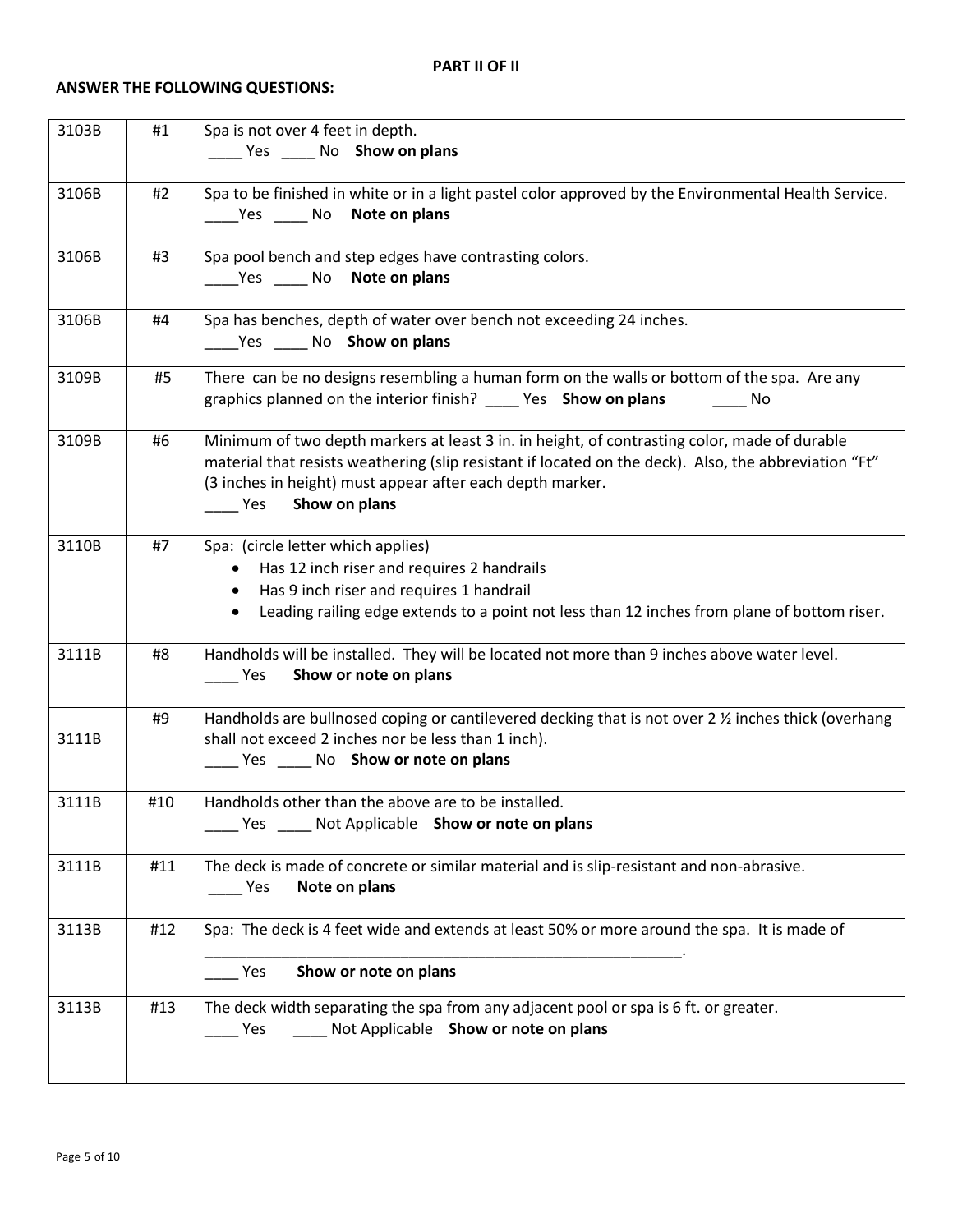**PART II OF II**

**ANSWER THE FOLLOWING QUESTIONS:**

| | | |
|---|---|---|
| 3103B | #1 | Spa is not over 4 feet in depth.<br>____ Yes ____ No **Show on plans** |
| 3106B | #2 | Spa to be finished in white or in a light pastel color approved by the Environmental Health Service.<br>____Yes ____ No **Note on plans** |
| 3106B | #3 | Spa pool bench and step edges have contrasting colors.<br>____Yes ____ No **Note on plans** |
| 3106B | #4 | Spa has benches, depth of water over bench not exceeding 24 inches.<br>____Yes ____ No **Show on plans** |
| 3109B | #5 | There can be no designs resembling a human form on the walls or bottom of the spa. Are any graphics planned on the interior finish? ____ Yes **Show on plans** ____ No |
| 3109B | #6 | Minimum of two depth markers at least 3 in. in height, of contrasting color, made of durable material that resists weathering (slip resistant if located on the deck). Also, the abbreviation "Ft" (3 inches in height) must appear after each depth marker.<br>____ Yes **Show on plans** |
| 3110B | #7 | Spa: (circle letter which applies)<br>• Has 12 inch riser and requires 2 handrails<br>• Has 9 inch riser and requires 1 handrail<br>• Leading railing edge extends to a point not less than 12 inches from plane of bottom riser. |
| 3111B | #8 | Handholds will be installed. They will be located not more than 9 inches above water level.<br>____ Yes **Show or note on plans** |
| 3111B | #9 | Handholds are bullnosed coping or cantilevered decking that is not over 2 ½ inches thick (overhang shall not exceed 2 inches nor be less than 1 inch).<br>____ Yes ____ No **Show or note on plans** |
| 3111B | #10 | Handholds other than the above are to be installed.<br>____ Yes ____ Not Applicable **Show or note on plans** |
| 3111B | #11 | The deck is made of concrete or similar material and is slip-resistant and non-abrasive.<br>____ Yes **Note on plans** |
| 3113B | #12 | Spa: The deck is 4 feet wide and extends at least 50% or more around the spa. It is made of ____________________________________________________________.<br>____ Yes **Show or note on plans** |
| 3113B | #13 | The deck width separating the spa from any adjacent pool or spa is 6 ft. or greater.<br>____ Yes ____ Not Applicable **Show or note on plans** |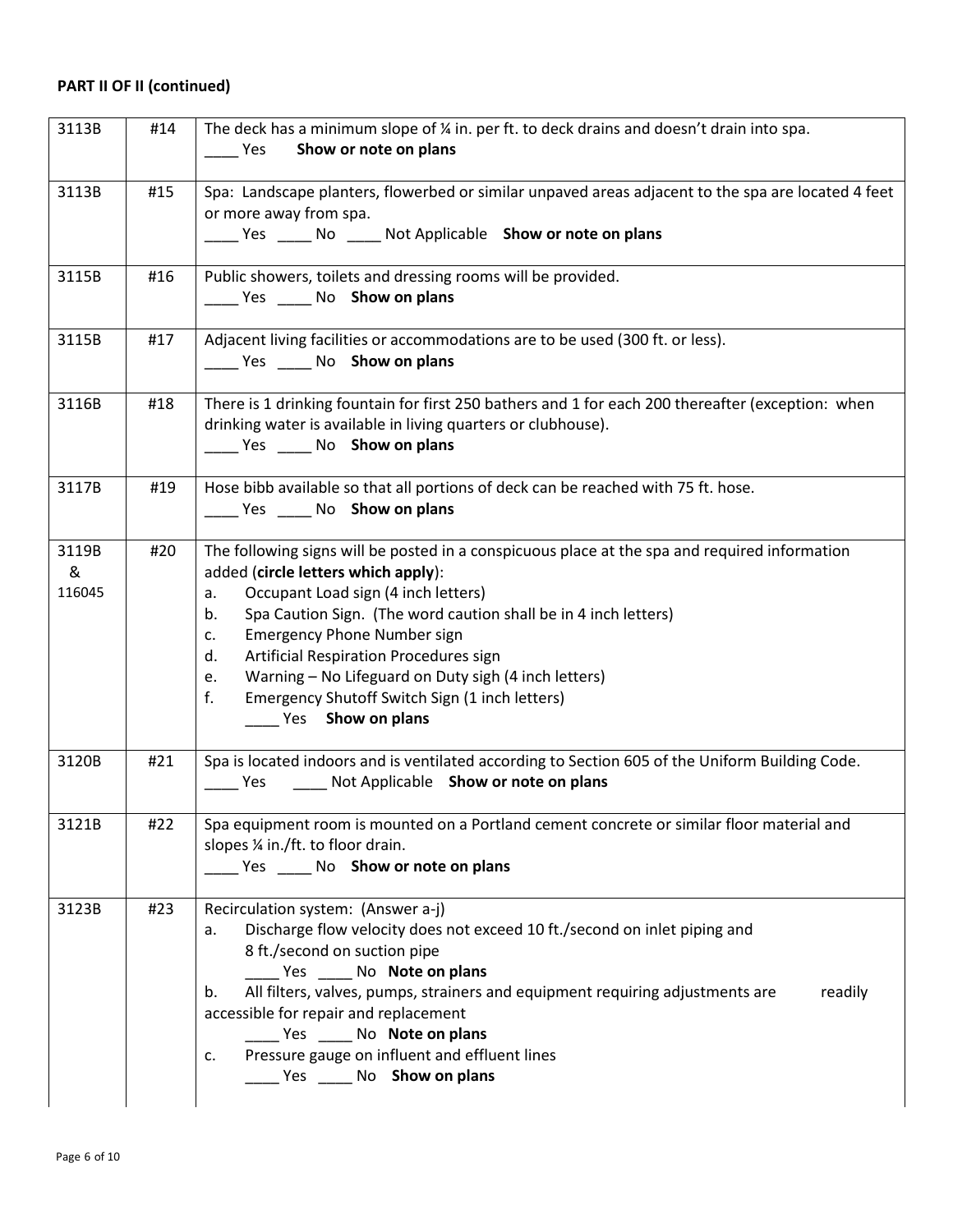**PART II OF II (continued)**

| | | |
|---|---|---|
| 3113B | #14 | The deck has a minimum slope of ¼ in. per ft. to deck drains and doesn't drain into spa.<br>____ Yes **Show or note on plans** |
| 3113B | #15 | Spa: Landscape planters, flowerbed or similar unpaved areas adjacent to the spa are located 4 feet or more away from spa.<br>____ Yes ____ No ____ Not Applicable **Show or note on plans** |
| 3115B | #16 | Public showers, toilets and dressing rooms will be provided.<br>____ Yes ____ No **Show on plans** |
| 3115B | #17 | Adjacent living facilities or accommodations are to be used (300 ft. or less).<br>____ Yes ____ No **Show on plans** |
| 3116B | #18 | There is 1 drinking fountain for first 250 bathers and 1 for each 200 thereafter (exception: when drinking water is available in living quarters or clubhouse).<br>____ Yes ____ No **Show on plans** |
| 3117B | #19 | Hose bibb available so that all portions of deck can be reached with 75 ft. hose.<br>____ Yes ____ No **Show on plans** |
| 3119B & 116045 | #20 | The following signs will be posted in a conspicuous place at the spa and required information added (**circle letters which apply**):<br>a. Occupant Load sign (4 inch letters)<br>b. Spa Caution Sign. (The word caution shall be in 4 inch letters)<br>c. Emergency Phone Number sign<br>d. Artificial Respiration Procedures sign<br>e. Warning – No Lifeguard on Duty sigh (4 inch letters)<br>f. Emergency Shutoff Switch Sign (1 inch letters)<br>____ Yes **Show on plans** |
| 3120B | #21 | Spa is located indoors and is ventilated according to Section 605 of the Uniform Building Code.<br>____ Yes ____ Not Applicable **Show or note on plans** |
| 3121B | #22 | Spa equipment room is mounted on a Portland cement concrete or similar floor material and slopes ¼ in./ft. to floor drain.<br>____ Yes ____ No **Show or note on plans** |
| 3123B | #23 | Recirculation system: (Answer a-j)<br>a. Discharge flow velocity does not exceed 10 ft./second on inlet piping and 8 ft./second on suction pipe<br>____ Yes ____ No **Note on plans**<br>b. All filters, valves, pumps, strainers and equipment requiring adjustments are readily accessible for repair and replacement<br>____ Yes ____ No **Note on plans**<br>c. Pressure gauge on influent and effluent lines<br>____ Yes ____ No **Show on plans** |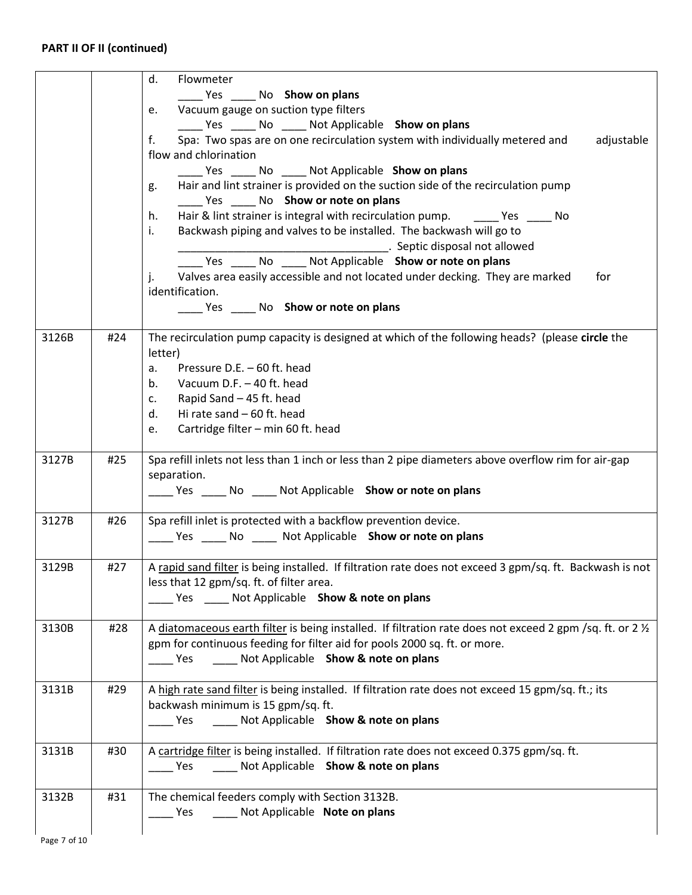**PART II OF II (continued)**

| | | |
|---|---|---|
| | | d. Flowmeter<br>____ Yes ____ No **Show on plans**<br>e. Vacuum gauge on suction type filters<br>____ Yes ____ No ____ Not Applicable **Show on plans**<br>f. Spa: Two spas are on one recirculation system with individually metered and adjustable flow and chlorination<br>____ Yes ____ No ____ Not Applicable **Show on plans**<br>g. Hair and lint strainer is provided on the suction side of the recirculation pump<br>____ Yes ____ No **Show or note on plans**<br>h. Hair & lint strainer is integral with recirculation pump. ____ Yes ____ No<br>i. Backwash piping and valves to be installed. The backwash will go to ___________________________________. Septic disposal not allowed<br>____ Yes ____ No ____ Not Applicable **Show or note on plans**<br>j. Valves area easily accessible and not located under decking. They are marked for identification.<br>____ Yes ____ No **Show or note on plans** |
| 3126B | #24 | The recirculation pump capacity is designed at which of the following heads? (please **circle** the letter)<br>a. Pressure D.E. – 60 ft. head<br>b. Vacuum D.F. – 40 ft. head<br>c. Rapid Sand – 45 ft. head<br>d. Hi rate sand – 60 ft. head<br>e. Cartridge filter – min 60 ft. head |
| 3127B | #25 | Spa refill inlets not less than 1 inch or less than 2 pipe diameters above overflow rim for air-gap separation.<br>____ Yes ____ No ____ Not Applicable **Show or note on plans** |
| 3127B | #26 | Spa refill inlet is protected with a backflow prevention device.<br>____ Yes ____ No ____ Not Applicable **Show or note on plans** |
| 3129B | #27 | A <u>rapid sand filter</u> is being installed. If filtration rate does not exceed 3 gpm/sq. ft. Backwash is not less that 12 gpm/sq. ft. of filter area.<br>____ Yes ____ Not Applicable **Show & note on plans** |
| 3130B | #28 | A <u>diatomaceous earth filter</u> is being installed. If filtration rate does not exceed 2 gpm /sq. ft. or 2 ½ gpm for continuous feeding for filter aid for pools 2000 sq. ft. or more.<br>____ Yes ____ Not Applicable **Show & note on plans** |
| 3131B | #29 | A <u>high rate sand filter</u> is being installed. If filtration rate does not exceed 15 gpm/sq. ft.; its backwash minimum is 15 gpm/sq. ft.<br>____ Yes ____ Not Applicable **Show & note on plans** |
| 3131B | #30 | A <u>cartridge filter</u> is being installed. If filtration rate does not exceed 0.375 gpm/sq. ft.<br>____ Yes ____ Not Applicable **Show & note on plans** |
| 3132B | #31 | The chemical feeders comply with Section 3132B.<br>____ Yes ____ Not Applicable **Note on plans** |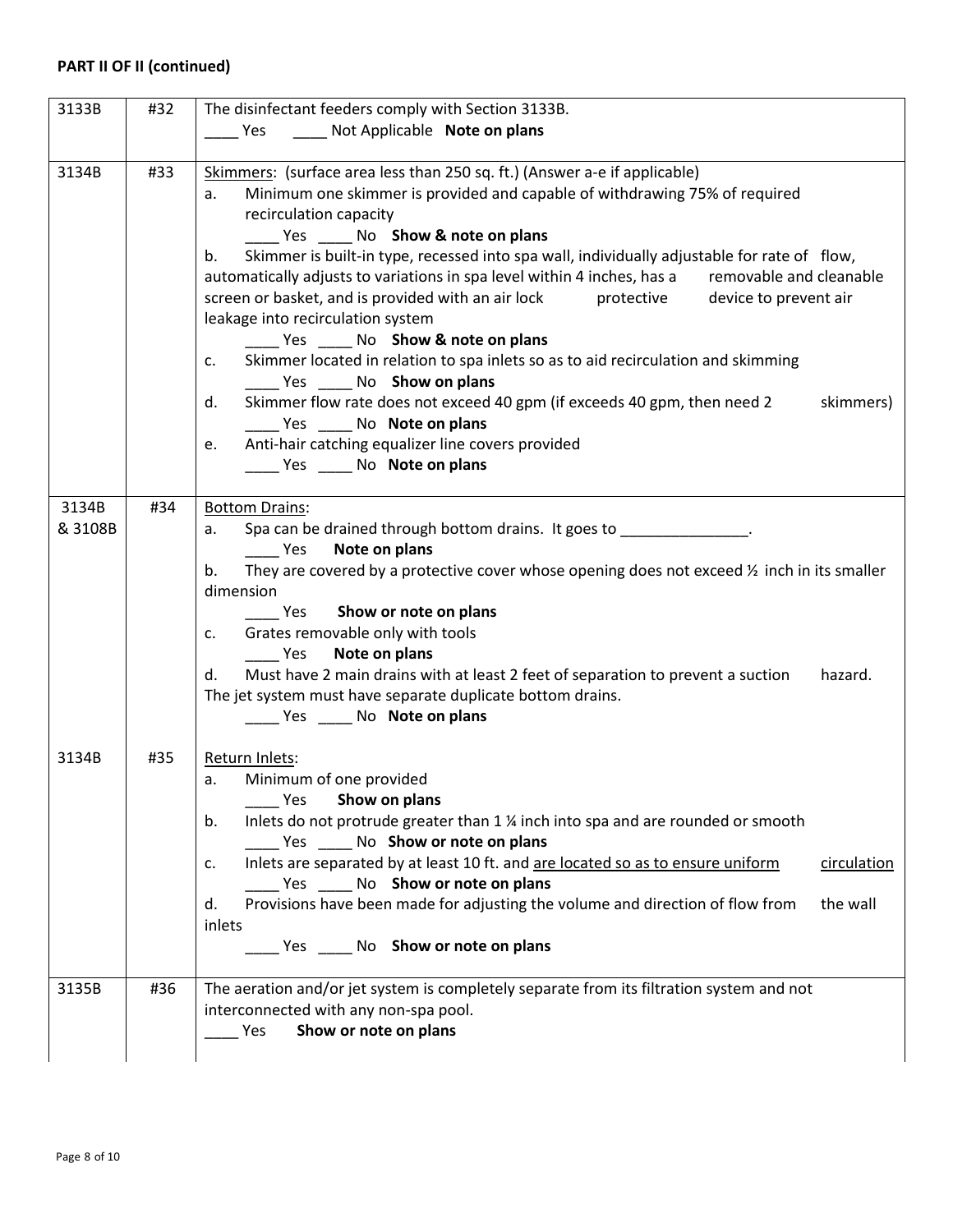**PART II OF II (continued)**

| | | |
|---|---|---|
| 3133B | #32 | The disinfectant feeders comply with Section 3133B.<br>____ Yes ____ Not Applicable **Note on plans** |
| 3134B | #33 | <u>Skimmers</u>: (surface area less than 250 sq. ft.) (Answer a-e if applicable)<br>a. Minimum one skimmer is provided and capable of withdrawing 75% of required recirculation capacity<br>____ Yes ____ No **Show & note on plans**<br>b. Skimmer is built-in type, recessed into spa wall, individually adjustable for rate of flow, automatically adjusts to variations in spa level within 4 inches, has a removable and cleanable screen or basket, and is provided with an air lock protective device to prevent air leakage into recirculation system<br>____ Yes ____ No **Show & note on plans**<br>c. Skimmer located in relation to spa inlets so as to aid recirculation and skimming<br>____ Yes ____ No **Show on plans**<br>d. Skimmer flow rate does not exceed 40 gpm (if exceeds 40 gpm, then need 2 skimmers)<br>____ Yes ____ No **Note on plans**<br>e. Anti-hair catching equalizer line covers provided<br>____ Yes ____ No **Note on plans** |
| 3134B & 3108B | #34 | <u>Bottom Drains</u>:<br>a. Spa can be drained through bottom drains. It goes to _______________.<br>____ Yes **Note on plans**<br>b. They are covered by a protective cover whose opening does not exceed ½ inch in its smaller dimension<br>____ Yes **Show or note on plans**<br>c. Grates removable only with tools<br>____ Yes **Note on plans**<br>d. Must have 2 main drains with at least 2 feet of separation to prevent a suction hazard. The jet system must have separate duplicate bottom drains.<br>____ Yes ____ No **Note on plans** |
| 3134B | #35 | <u>Return Inlets</u>:<br>a. Minimum of one provided<br>____ Yes **Show on plans**<br>b. Inlets do not protrude greater than 1 ¼ inch into spa and are rounded or smooth<br>____ Yes ____ No **Show or note on plans**<br>c. Inlets are separated by at least 10 ft. and <u>are located so as to ensure uniform circulation</u><br>____ Yes ____ No **Show or note on plans**<br>d. Provisions have been made for adjusting the volume and direction of flow from the wall inlets<br>____ Yes ____ No **Show or note on plans** |
| 3135B | #36 | The aeration and/or jet system is completely separate from its filtration system and not interconnected with any non-spa pool.<br>____ Yes **Show or note on plans** |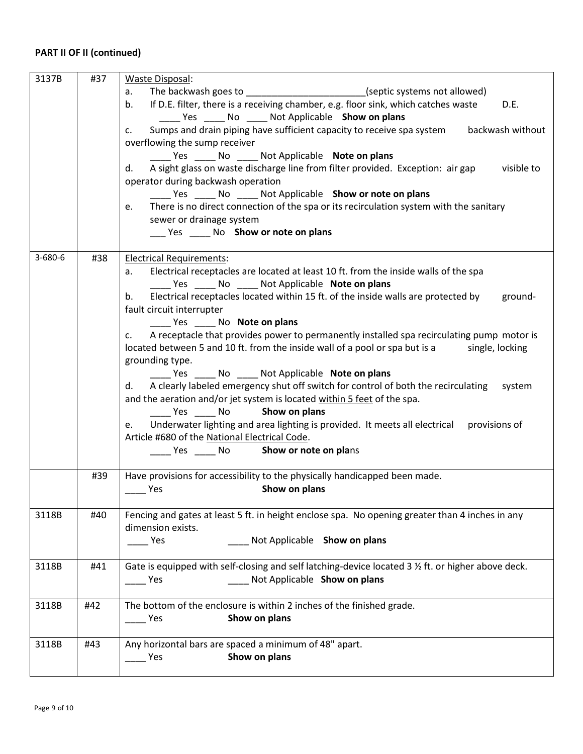**PART II OF II (continued)**

| | | |
|---|---|---|
| 3137B | #37 | Waste Disposal:<br>a. The backwash goes to _______________________(septic systems not allowed)<br>b. If D.E. filter, there is a receiving chamber, e.g. floor sink, which catches waste D.E.<br>____ Yes ____ No ____ Not Applicable **Show on plans**<br>c. Sumps and drain piping have sufficient capacity to receive spa system backwash without overflowing the sump receiver<br>____ Yes ____ No ____ Not Applicable **Note on plans**<br>d. A sight glass on waste discharge line from filter provided. Exception: air gap visible to operator during backwash operation<br>____ Yes ____ No ____ Not Applicable **Show or note on plans**<br>e. There is no direct connection of the spa or its recirculation system with the sanitary sewer or drainage system<br>___ Yes ____ No **Show or note on plans** |
| 3-680-6 | #38 | Electrical Requirements:<br>a. Electrical receptacles are located at least 10 ft. from the inside walls of the spa<br>____ Yes ____ No ____ Not Applicable **Note on plans**<br>b. Electrical receptacles located within 15 ft. of the inside walls are protected by ground-fault circuit interrupter<br>____ Yes ____ No **Note on plans**<br>c. A receptacle that provides power to permanently installed spa recirculating pump motor is located between 5 and 10 ft. from the inside wall of a pool or spa but is a single, locking grounding type.<br>____ Yes ____ No ____ Not Applicable **Note on plans**<br>d. A clearly labeled emergency shut off switch for control of both the recirculating system and the aeration and/or jet system is located within 5 feet of the spa.<br>____ Yes ____ No **Show on plans**<br>e. Underwater lighting and area lighting is provided. It meets all electrical provisions of Article #680 of the National Electrical Code.<br>____ Yes ____ No **Show or note on pla**ns |
| | #39 | Have provisions for accessibility to the physically handicapped been made.<br>____ Yes **Show on plans** |
| 3118B | #40 | Fencing and gates at least 5 ft. in height enclose spa. No opening greater than 4 inches in any dimension exists.<br>____ Yes ____ Not Applicable **Show on plans** |
| 3118B | #41 | Gate is equipped with self-closing and self latching-device located 3 ½ ft. or higher above deck.<br>____ Yes ____ Not Applicable **Show on plans** |
| 3118B | #42 | The bottom of the enclosure is within 2 inches of the finished grade.<br>____ Yes **Show on plans** |
| 3118B | #43 | Any horizontal bars are spaced a minimum of 48" apart.<br>____ Yes **Show on plans** |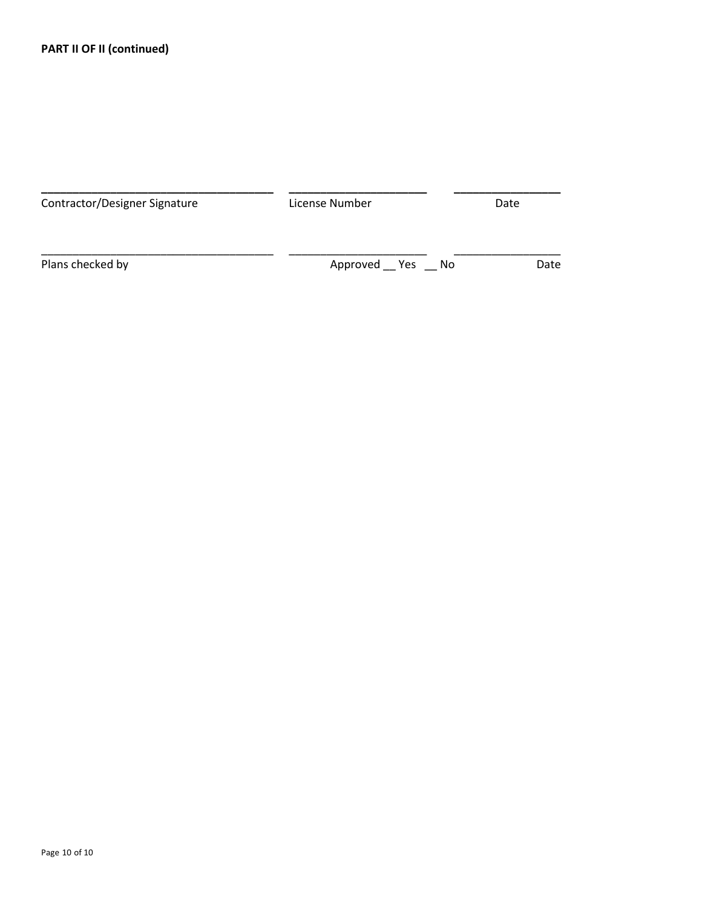**PART II OF II (continued)**

\_\_\_\_\_\_\_\_\_\_\_\_\_\_\_\_\_\_\_\_\_\_\_\_\_\_\_\_\_\_\_\_\_\_\_\_ \_\_\_\_\_\_\_\_\_\_\_\_\_\_\_\_\_\_\_\_\_\_ \_\_\_\_\_\_\_\_\_\_\_\_\_\_\_\_\_

Contractor/Designer Signature License Number Date

\_\_\_\_\_\_\_\_\_\_\_\_\_\_\_\_\_\_\_\_\_\_\_\_\_\_\_\_\_\_\_\_\_\_\_\_ \_\_\_\_\_\_\_\_\_\_\_\_\_\_\_\_\_\_\_\_\_\_ \_\_\_\_\_\_\_\_\_\_\_\_\_\_\_\_\_

Plans checked by Approved \_\_ Yes \_\_ No Date